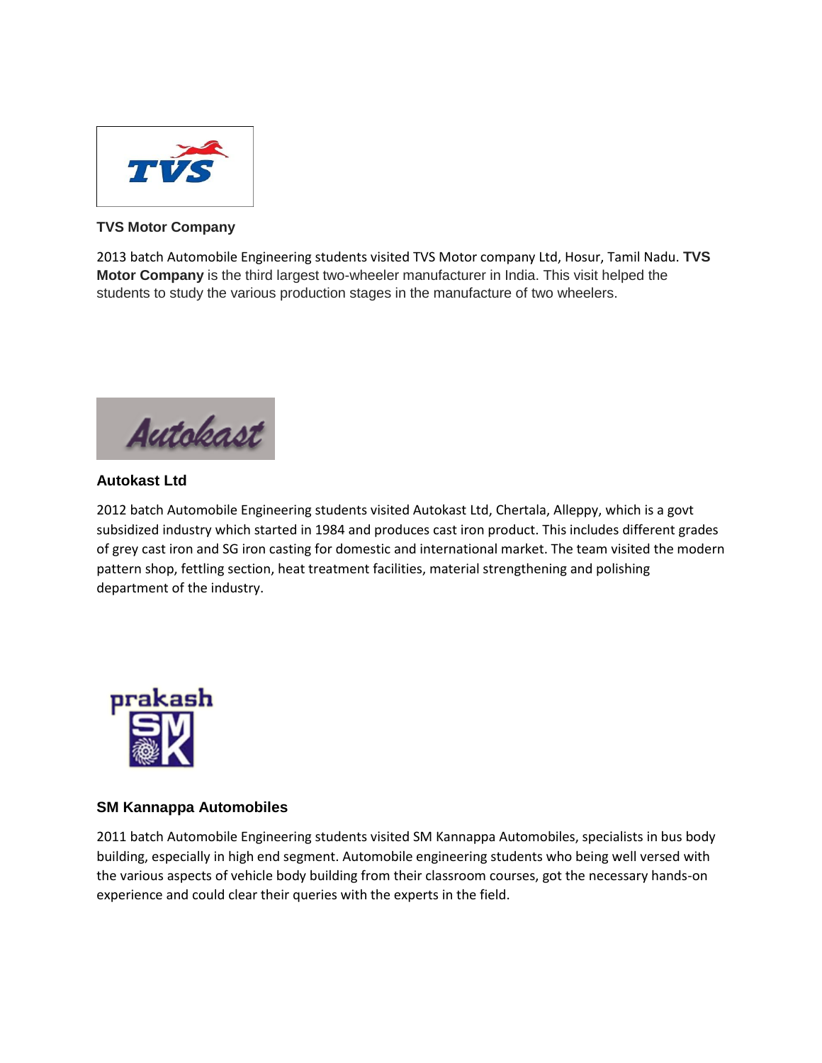### TVS Motor Company

2013 batch Automobile Engineering students visited TVS Motor company Ltd, Hosur, Tamil Nadu. **TVS Motor Company** is the third largest two-wheeler manufacturer in India. This visit helped the students to study the various production stages in the manufacture of two wheelers.

### Autokast Ltd

2012 batch Automobile Engineering students visited Autokast Ltd, Chertala, Alleppy, which is a govt subsidized industry which started in 1984 and produces cast iron product. This includes different grades of grey cast iron and SG iron casting for domestic and international market. The team visited the modern pattern shop, fettling section, heat treatment facilities, material strengthening and polishing department of the industry.

### SM Kannappa Automobiles

2011 batch Automobile Engineering students visited SM Kannappa Automobiles, specialists in bus body building, especially in high end segment. Automobile engineering students who being well versed with the various aspects of vehicle body building from their classroom courses, got the necessary hands-on experience and could clear their queries with the experts in the field.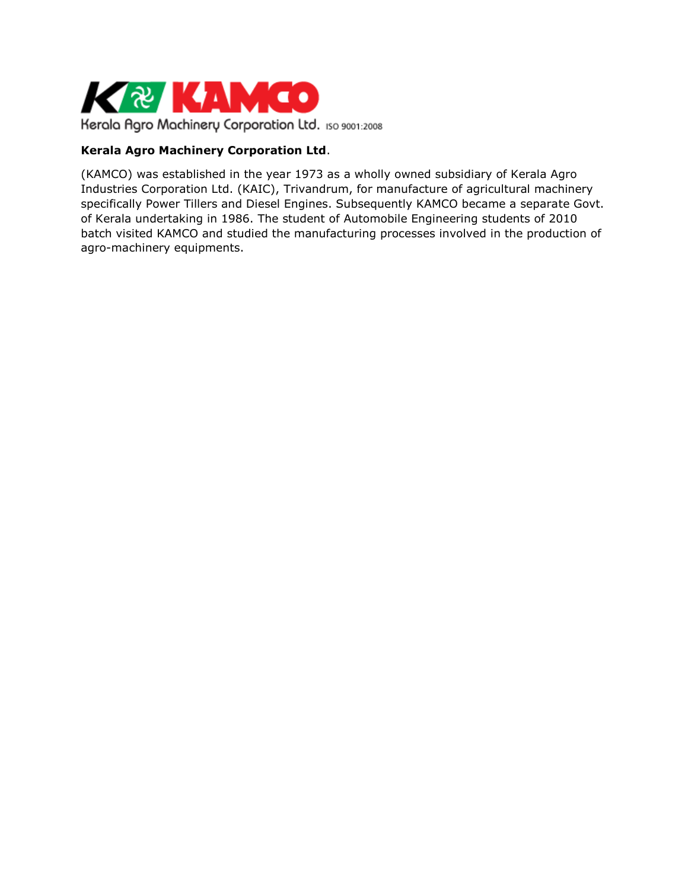KAMCO

Kerala Agro Machinery Corporation Ltd. ISO 9001:2008

**Kerala Agro Machinery Corporation Ltd**.

(KAMCO) was established in the year 1973 as a wholly owned subsidiary of Kerala Agro Industries Corporation Ltd. (KAIC), Trivandrum, for manufacture of agricultural machinery specifically Power Tillers and Diesel Engines. Subsequently KAMCO became a separate Govt. of Kerala undertaking in 1986. The student of Automobile Engineering students of 2010 batch visited KAMCO and studied the manufacturing processes involved in the production of agro-machinery equipments.